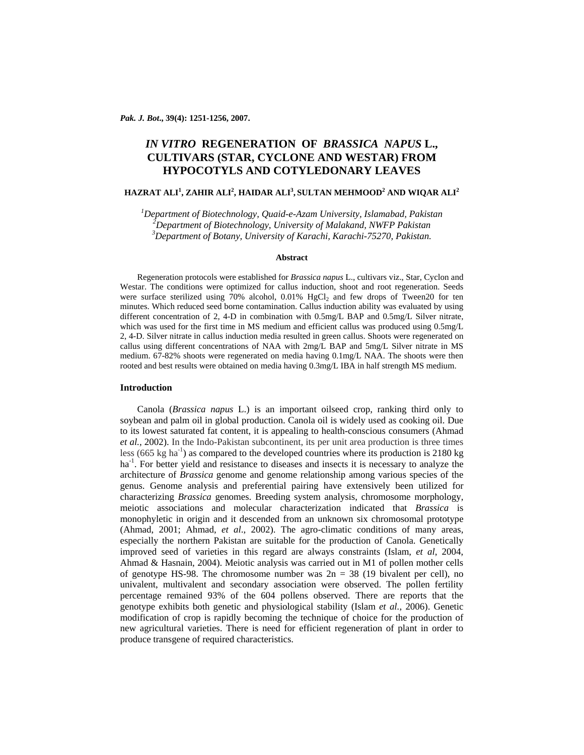*Pak. J. Bot*., 39(4): 1251-1256, 2007.

# *IN VITRO* REGENERATION OF *BRASSICA NAPUS* L., CULTIVARS (STAR, CYCLONE AND WESTAR) FROM HYPOCOTYLS AND COTYLEDONARY LEAVES

**HAZRAT ALI[1], ZAHIR ALI[2], HAIDAR ALI[3], SULTAN MEHMOOD[2] AND WIQAR ALI[2]**

*[1]Department of Biotechnology, Quaid-e-Azam University, Islamabad, Pakistan*
*[2]Department of Biotechnology, University of Malakand, NWFP Pakistan*
*[3]Department of Botany, University of Karachi, Karachi-75270, Pakistan.*

**Abstract**

Regeneration protocols were established for *Brassica napus* L., cultivars viz., Star, Cyclon and Westar. The conditions were optimized for callus induction, shoot and root regeneration. Seeds were surface sterilized using 70% alcohol, 0.01% $HgCl_2$ and few drops of Tween20 for ten minutes. Which reduced seed borne contamination. Callus induction ability was evaluated by using different concentration of 2, 4-D in combination with 0.5mg/L BAP and 0.5mg/L Silver nitrate, which was used for the first time in MS medium and efficient callus was produced using 0.5mg/L 2, 4-D. Silver nitrate in callus induction media resulted in green callus. Shoots were regenerated on callus using different concentrations of NAA with 2mg/L BAP and 5mg/L Silver nitrate in MS medium. 67-82% shoots were regenerated on media having 0.1mg/L NAA. The shoots were then rooted and best results were obtained on media having 0.3mg/L IBA in half strength MS medium.

## Introduction

Canola (*Brassica napus* L.) is an important oilseed crop, ranking third only to soybean and palm oil in global production. Canola oil is widely used as cooking oil. Due to its lowest saturated fat content, it is appealing to health-conscious consumers (Ahmad *et al.*, 2002). In the Indo-Pakistan subcontinent, its per unit area production is three times less (665 kg $ha^{-1}$) as compared to the developed countries where its production is 2180 kg $ha^{-1}$. For better yield and resistance to diseases and insects it is necessary to analyze the architecture of *Brassica* genome and genome relationship among various species of the genus. Genome analysis and preferential pairing have extensively been utilized for characterizing *Brassica* genomes. Breeding system analysis, chromosome morphology, meiotic associations and molecular characterization indicated that *Brassica* is monophyletic in origin and it descended from an unknown six chromosomal prototype (Ahmad, 2001; Ahmad, *et al*., 2002). The agro-climatic conditions of many areas, especially the northern Pakistan are suitable for the production of Canola. Genetically improved seed of varieties in this regard are always constraints (Islam, *et al*, 2004, Ahmad & Hasnain, 2004). Meiotic analysis was carried out in M1 of pollen mother cells of genotype HS-98. The chromosome number was 2n = 38 (19 bivalent per cell), no univalent, multivalent and secondary association were observed. The pollen fertility percentage remained 93% of the 604 pollens observed. There are reports that the genotype exhibits both genetic and physiological stability (Islam *et al.*, 2006). Genetic modification of crop is rapidly becoming the technique of choice for the production of new agricultural varieties. There is need for efficient regeneration of plant in order to produce transgene of required characteristics.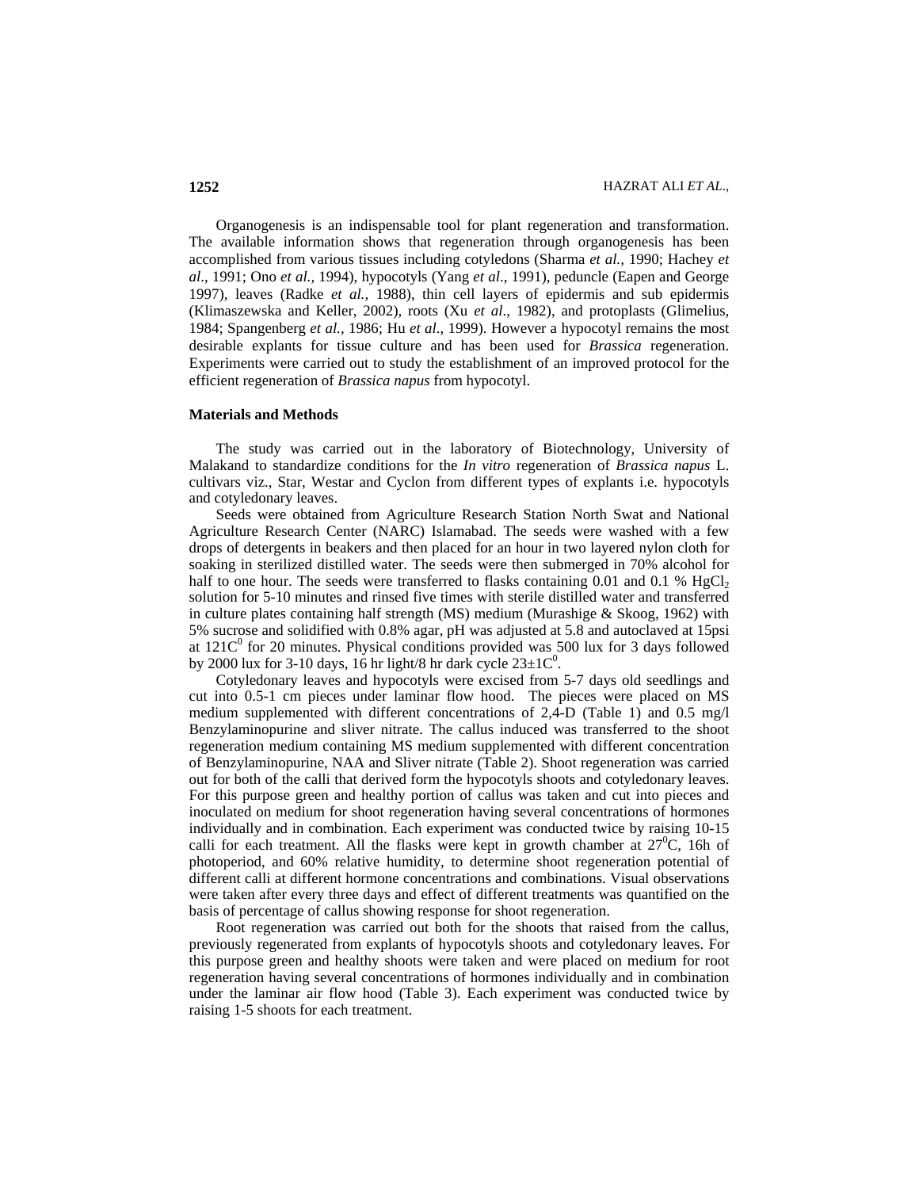Organogenesis is an indispensable tool for plant regeneration and transformation. The available information shows that regeneration through organogenesis has been accomplished from various tissues including cotyledons (Sharma *et al.,* 1990; Hachey *et al*., 1991; Ono *et al.,* 1994), hypocotyls (Yang *et al*., 1991), peduncle (Eapen and George 1997), leaves (Radke *et al.,* 1988), thin cell layers of epidermis and sub epidermis (Klimaszewska and Keller, 2002), roots (Xu *et al*., 1982), and protoplasts (Glimelius, 1984; Spangenberg *et al.,* 1986; Hu *et al*., 1999). However a hypocotyl remains the most desirable explants for tissue culture and has been used for *Brassica* regeneration. Experiments were carried out to study the establishment of an improved protocol for the efficient regeneration of *Brassica napus* from hypocotyl.

## Materials and Methods

The study was carried out in the laboratory of Biotechnology, University of Malakand to standardize conditions for the *In vitro* regeneration of *Brassica napus* L. cultivars viz., Star, Westar and Cyclon from different types of explants i.e. hypocotyls and cotyledonary leaves.

Seeds were obtained from Agriculture Research Station North Swat and National Agriculture Research Center (NARC) Islamabad. The seeds were washed with a few drops of detergents in beakers and then placed for an hour in two layered nylon cloth for soaking in sterilized distilled water. The seeds were then submerged in 70% alcohol for half to one hour. The seeds were transferred to flasks containing 0.01 and 0.1 % $HgCl_2$ solution for 5-10 minutes and rinsed five times with sterile distilled water and transferred in culture plates containing half strength (MS) medium (Murashige & Skoog, 1962) with 5% sucrose and solidified with 0.8% agar, pH was adjusted at 5.8 and autoclaved at 15psi at $121C^0$ for 20 minutes. Physical conditions provided was 500 lux for 3 days followed by 2000 lux for 3-10 days, 16 hr light/8 hr dark cycle $23\pm1C^0$.

Cotyledonary leaves and hypocotyls were excised from 5-7 days old seedlings and cut into 0.5-1 cm pieces under laminar flow hood. The pieces were placed on MS medium supplemented with different concentrations of 2,4-D (Table 1) and 0.5 mg/l Benzylaminopurine and sliver nitrate. The callus induced was transferred to the shoot regeneration medium containing MS medium supplemented with different concentration of Benzylaminopurine, NAA and Sliver nitrate (Table 2). Shoot regeneration was carried out for both of the calli that derived form the hypocotyls shoots and cotyledonary leaves. For this purpose green and healthy portion of callus was taken and cut into pieces and inoculated on medium for shoot regeneration having several concentrations of hormones individually and in combination. Each experiment was conducted twice by raising 10-15 calli for each treatment. All the flasks were kept in growth chamber at $27^0$C, 16h of photoperiod, and 60% relative humidity, to determine shoot regeneration potential of different calli at different hormone concentrations and combinations. Visual observations were taken after every three days and effect of different treatments was quantified on the basis of percentage of callus showing response for shoot regeneration.

Root regeneration was carried out both for the shoots that raised from the callus, previously regenerated from explants of hypocotyls shoots and cotyledonary leaves. For this purpose green and healthy shoots were taken and were placed on medium for root regeneration having several concentrations of hormones individually and in combination under the laminar air flow hood (Table 3). Each experiment was conducted twice by raising 1-5 shoots for each treatment.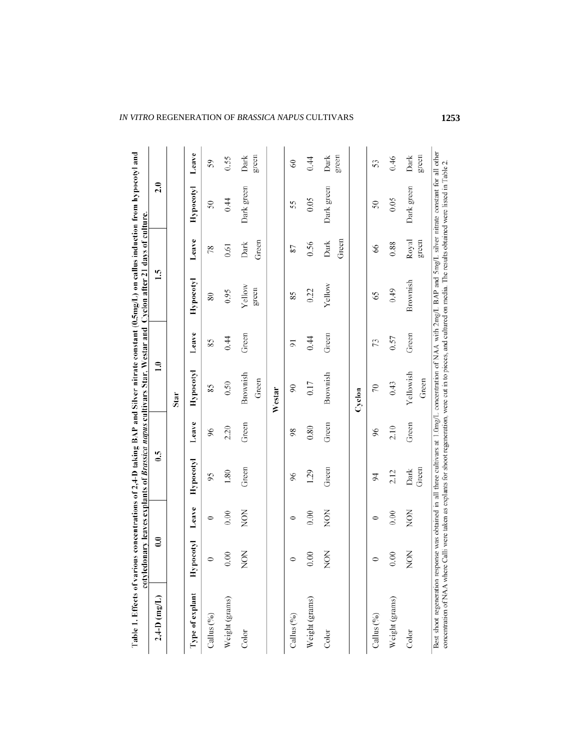**Table 1. Effects of various concentrations of 2,4-D taking BAP and Silver nitrate constant (0.5mg/L) on callus induction from hypocotyl and cotyledonary leaves explants of *Brassica napus* cultivars Star, Westar and Cyclon after 21 days of culture.**

| 2,4-D (mg/L) | 0.0 | | 0.5 | | 1.0 | | 1.5 | | 2.0 | |
|---|---|---|---|---|---|---|---|---|---|---|
| | **Star** | | | | | | | | | |
| Type of explant | Hypocotyl | Leave | Hypocotyl | Leave | Hypocotyl | Leave | Hypocotyl | Leave | Hypocotyl | Leave |
| Callus (%) | 0 | 0 | 95 | 96 | 85 | 85 | 80 | 78 | 50 | 59 |
| Weight (grams) | 0.00 | 0.00 | 1.80 | 2.20 | 0.50 | 0.44 | 0.95 | 0.61 | 0.44 | 0.55 |
| Color | NON | NON | Green | Green | Brownish Green | Green | Yellow green | Dark Green | Dark green | Dark green |
| | **Westar** | | | | | | | | | |
| Callus (%) | 0 | 0 | 96 | 98 | 90 | 91 | 85 | 87 | 55 | 60 |
| Weight (grams) | 0.00 | 0.00 | 1.29 | 0.80 | 0.17 | 0.44 | 0.22 | 0.56 | 0.05 | 0.44 |
| Color | NON | NON | Green | Green | Brownish | Green | Yellow | Dark Green | Dark green | Dark green |
| | **Cyclon** | | | | | | | | | |
| Callus (%) | 0 | 0 | 94 | 96 | 70 | 73 | 65 | 66 | 50 | 53 |
| Weight (grams) | 0.00 | 0.00 | 2.12 | 2.10 | 0.43 | 0.57 | 0.49 | 0.88 | 0.05 | 0.46 |
| Color | NON | NON | Dark Green | Green | Yellowish Green | Green | Brownish | Royal green | Dark green | Dark green |

Best shoot regeneration response was obtained in all three cultivars at 1.0mg/L concentration of NAA with 2mg/L BAP and 5mg/L silver nitrate constant for all other concentration of NAA where Calli were taken as explants for shoot regeneration, were cut in to pieces, and cultured on media. The results obtained were listed in Table 2.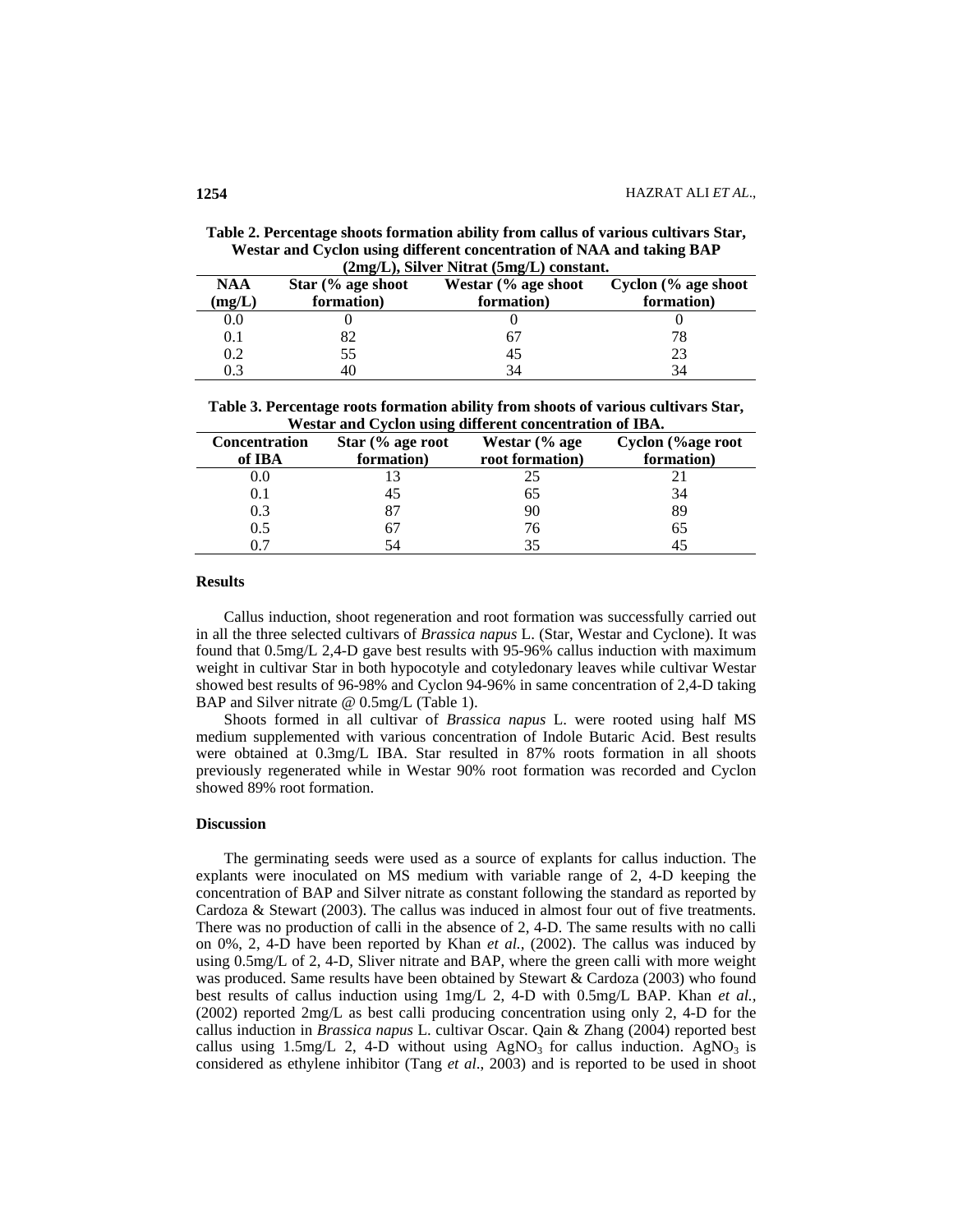**Table 2. Percentage shoots formation ability from callus of various cultivars Star, Westar and Cyclon using different concentration of NAA and taking BAP (2mg/L), Silver Nitrat (5mg/L) constant.**

| NAA (mg/L) | Star (% age shoot formation) | Westar (% age shoot formation) | Cyclon (% age shoot formation) |
|---|---|---|---|
| 0.0 | 0 | 0 | 0 |
| 0.1 | 82 | 67 | 78 |
| 0.2 | 55 | 45 | 23 |
| 0.3 | 40 | 34 | 34 |

**Table 3. Percentage roots formation ability from shoots of various cultivars Star, Westar and Cyclon using different concentration of IBA.**

| Concentration of IBA | Star (% age root formation) | Westar (% age root formation) | Cyclon (%age root formation) |
|---|---|---|---|
| 0.0 | 13 | 25 | 21 |
| 0.1 | 45 | 65 | 34 |
| 0.3 | 87 | 90 | 89 |
| 0.5 | 67 | 76 | 65 |
| 0.7 | 54 | 35 | 45 |

## Results

Callus induction, shoot regeneration and root formation was successfully carried out in all the three selected cultivars of *Brassica napus* L. (Star, Westar and Cyclone). It was found that 0.5mg/L 2,4-D gave best results with 95-96% callus induction with maximum weight in cultivar Star in both hypocotyle and cotyledonary leaves while cultivar Westar showed best results of 96-98% and Cyclon 94-96% in same concentration of 2,4-D taking BAP and Silver nitrate @ 0.5mg/L (Table 1).

Shoots formed in all cultivar of *Brassica napus* L. were rooted using half MS medium supplemented with various concentration of Indole Butaric Acid. Best results were obtained at 0.3mg/L IBA. Star resulted in 87% roots formation in all shoots previously regenerated while in Westar 90% root formation was recorded and Cyclon showed 89% root formation.

## Discussion

The germinating seeds were used as a source of explants for callus induction. The explants were inoculated on MS medium with variable range of 2, 4-D keeping the concentration of BAP and Silver nitrate as constant following the standard as reported by Cardoza & Stewart (2003). The callus was induced in almost four out of five treatments. There was no production of calli in the absence of 2, 4-D. The same results with no calli on 0%, 2, 4-D have been reported by Khan *et al.*, (2002). The callus was induced by using 0.5mg/L of 2, 4-D, Sliver nitrate and BAP, where the green calli with more weight was produced. Same results have been obtained by Stewart & Cardoza (2003) who found best results of callus induction using 1mg/L 2, 4-D with 0.5mg/L BAP. Khan *et al.*, (2002) reported 2mg/L as best calli producing concentration using only 2, 4-D for the callus induction in *Brassica napus* L. cultivar Oscar. Qain & Zhang (2004) reported best callus using 1.5mg/L 2, 4-D without using $AgNO_3$ for callus induction. $AgNO_3$ is considered as ethylene inhibitor (Tang *et al*., 2003) and is reported to be used in shoot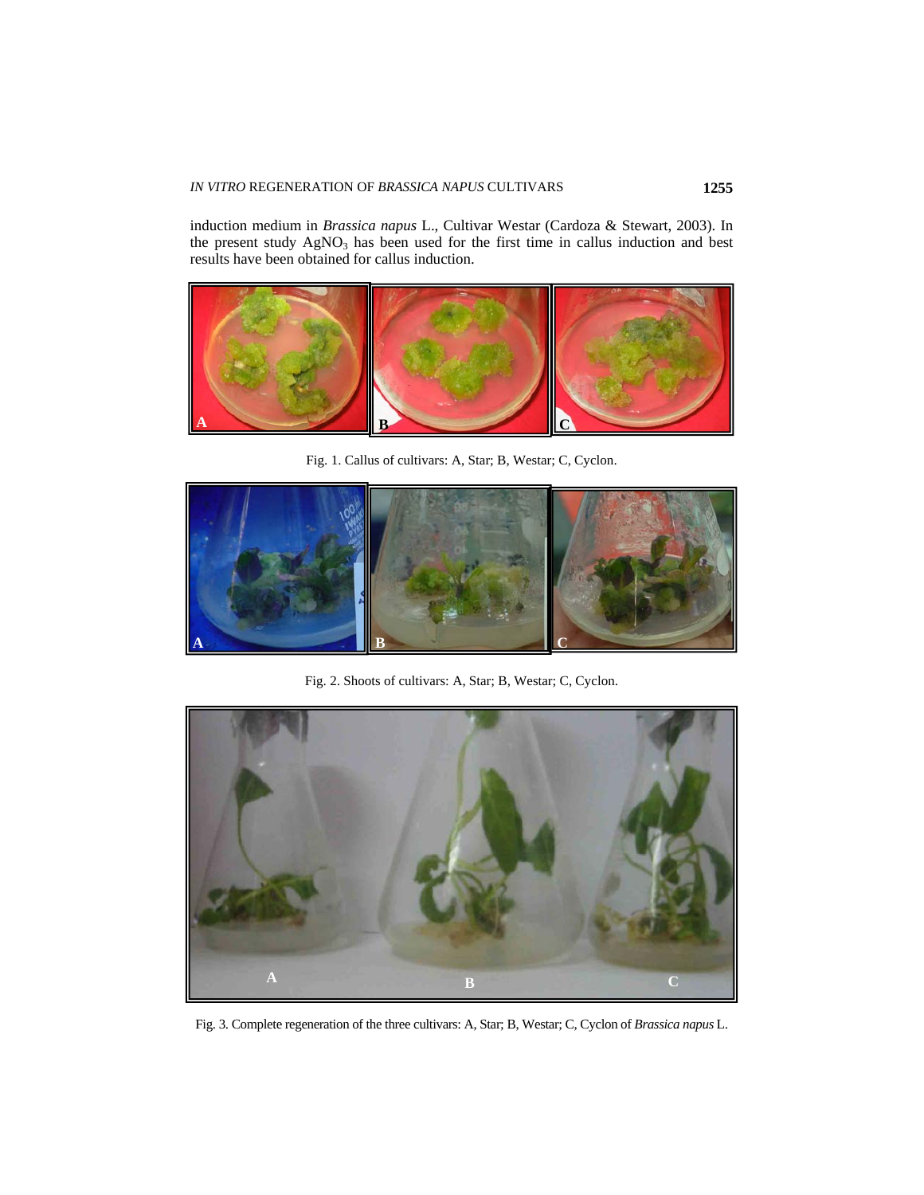induction medium in *Brassica napus* L., Cultivar Westar (Cardoza & Stewart, 2003). In the present study $AgNO_3$ has been used for the first time in callus induction and best results have been obtained for callus induction.

Fig. 1. Callus of cultivars: A, Star; B, Westar; C, Cyclon.

Fig. 2. Shoots of cultivars: A, Star; B, Westar; C, Cyclon.

Fig. 3. Complete regeneration of the three cultivars: A, Star; B, Westar; C, Cyclon of *Brassica napus* L.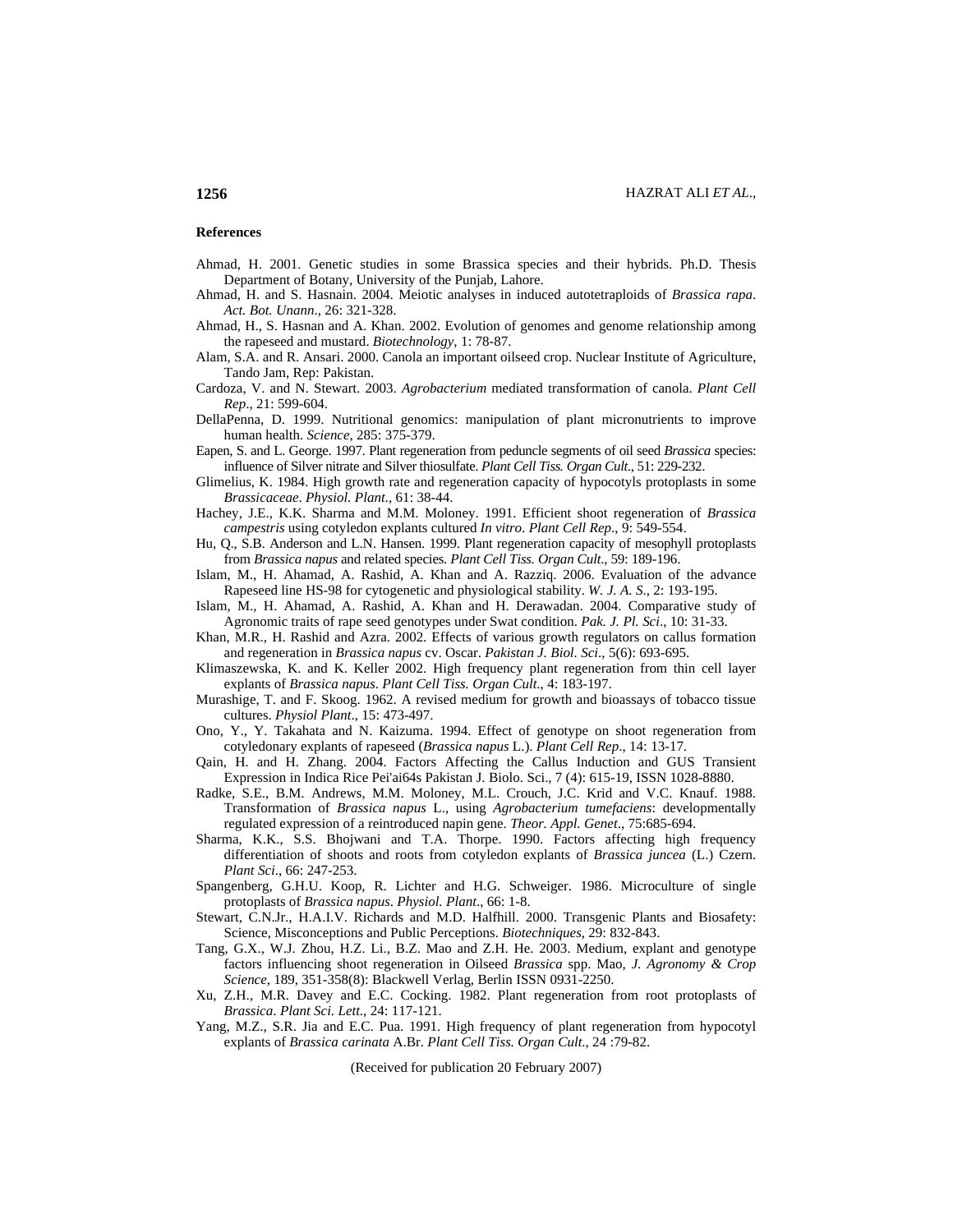**References**

Ahmad, H. 2001. Genetic studies in some Brassica species and their hybrids. Ph.D. Thesis Department of Botany, University of the Punjab, Lahore.

Ahmad, H. and S. Hasnain. 2004. Meiotic analyses in induced autotetraploids of *Brassica rapa*. *Act. Bot. Unann*., 26: 321-328.

Ahmad, H., S. Hasnan and A. Khan. 2002. Evolution of genomes and genome relationship among the rapeseed and mustard. *Biotechnology*, 1: 78-87.

Alam, S.A. and R. Ansari. 2000. Canola an important oilseed crop. Nuclear Institute of Agriculture, Tando Jam, Rep: Pakistan.

Cardoza, V. and N. Stewart. 2003. *Agrobacterium* mediated transformation of canola. *Plant Cell Rep*., 21: 599-604.

DellaPenna, D. 1999. Nutritional genomics: manipulation of plant micronutrients to improve human health. *Science*, 285: 375-379.

Eapen, S. and L. George. 1997. Plant regeneration from peduncle segments of oil seed *Brassica* species: influence of Silver nitrate and Silver thiosulfate. *Plant Cell Tiss. Organ Cult*., 51: 229-232.

Glimelius, K. 1984. High growth rate and regeneration capacity of hypocotyls protoplasts in some *Brassicaceae*. *Physiol. Plant*., 61: 38-44.

Hachey, J.E., K.K. Sharma and M.M. Moloney. 1991. Efficient shoot regeneration of *Brassica campestris* using cotyledon explants cultured *In vitro*. *Plant Cell Rep*., 9: 549-554.

Hu, Q., S.B. Anderson and L.N. Hansen. 1999. Plant regeneration capacity of mesophyll protoplasts from *Brassica napus* and related species. *Plant Cell Tiss. Organ Cult*., 59: 189-196.

Islam, M., H. Ahamad, A. Rashid, A. Khan and A. Razziq. 2006. Evaluation of the advance Rapeseed line HS-98 for cytogenetic and physiological stability. *W. J. A. S*., 2: 193-195.

Islam, M., H. Ahamad, A. Rashid, A. Khan and H. Derawadan. 2004. Comparative study of Agronomic traits of rape seed genotypes under Swat condition. *Pak. J. Pl. Sci*., 10: 31-33.

Khan, M.R., H. Rashid and Azra. 2002. Effects of various growth regulators on callus formation and regeneration in *Brassica napus* cv. Oscar. *Pakistan J. Biol. Sci*., 5(6): 693-695.

Klimaszewska, K. and K. Keller 2002. High frequency plant regeneration from thin cell layer explants of *Brassica napus*. *Plant Cell Tiss. Organ Cult*., 4: 183-197.

Murashige, T. and F. Skoog. 1962. A revised medium for growth and bioassays of tobacco tissue cultures. *Physiol Plant*., 15: 473-497.

Ono, Y., Y. Takahata and N. Kaizuma. 1994. Effect of genotype on shoot regeneration from cotyledonary explants of rapeseed (*Brassica napus* L.). *Plant Cell Rep*., 14: 13-17.

Qain, H. and H. Zhang. 2004. Factors Affecting the Callus Induction and GUS Transient Expression in Indica Rice Pei'ai64s Pakistan J. Biolo. Sci., 7 (4): 615-19, ISSN 1028-8880.

Radke, S.E., B.M. Andrews, M.M. Moloney, M.L. Crouch, J.C. Krid and V.C. Knauf. 1988. Transformation of *Brassica napus* L., using *Agrobacterium tumefaciens*: developmentally regulated expression of a reintroduced napin gene. *Theor. Appl. Genet*., 75:685-694.

Sharma, K.K., S.S. Bhojwani and T.A. Thorpe. 1990. Factors affecting high frequency differentiation of shoots and roots from cotyledon explants of *Brassica juncea* (L.) Czern. *Plant Sci*., 66: 247-253.

Spangenberg, G.H.U. Koop, R. Lichter and H.G. Schweiger. 1986. Microculture of single protoplasts of *Brassica napus*. *Physiol. Plant*., 66: 1-8.

Stewart, C.N.Jr., H.A.I.V. Richards and M.D. Halfhill. 2000. Transgenic Plants and Biosafety: Science, Misconceptions and Public Perceptions. *Biotechniques*, 29: 832-843.

Tang, G.X., W.J. Zhou, H.Z. Li., B.Z. Mao and Z.H. He. 2003. Medium, explant and genotype factors influencing shoot regeneration in Oilseed *Brassica* spp. Mao, *J. Agronomy & Crop Science*, 189, 351-358(8): Blackwell Verlag, Berlin ISSN 0931-2250.

Xu, Z.H., M.R. Davey and E.C. Cocking. 1982. Plant regeneration from root protoplasts of *Brassica*. *Plant Sci. Lett*., 24: 117-121.

Yang, M.Z., S.R. Jia and E.C. Pua. 1991. High frequency of plant regeneration from hypocotyl explants of *Brassica carinata* A.Br. *Plant Cell Tiss. Organ Cult*., 24 :79-82.

(Received for publication 20 February 2007)